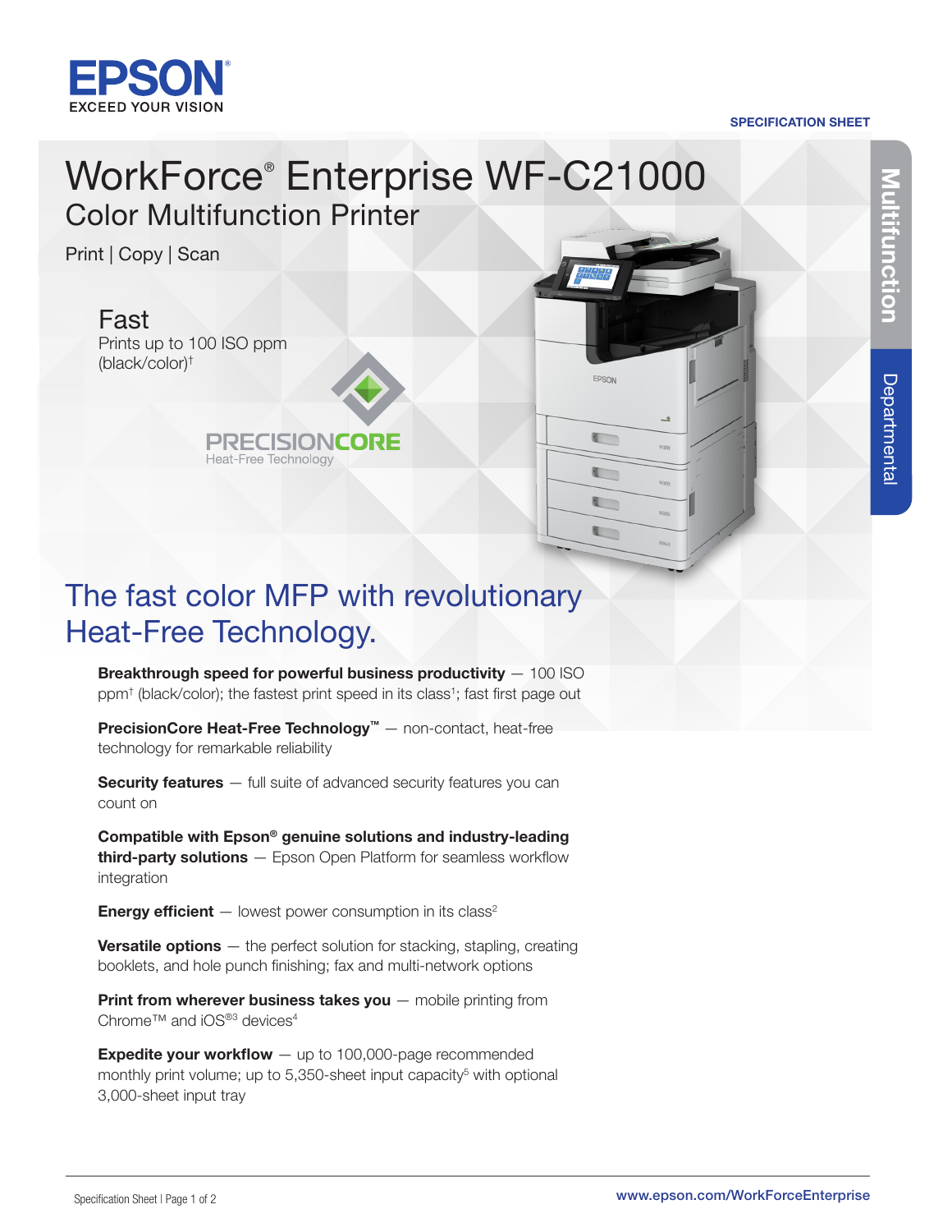EPSON
EXCEED YOUR VISION

SPECIFICATION SHEET

Multifunction

Departmental

# WorkForce® Enterprise WF-C21000

## Color Multifunction Printer

Print | Copy | Scan

### Fast

Prints up to 100 ISO ppm (black/color)†

PRECISIONCORE
Heat-Free Technology

## The fast color MFP with revolutionary Heat-Free Technology.

**Breakthrough speed for powerful business productivity** — 100 ISO ppm† (black/color); the fastest print speed in its class[1]; fast first page out

**PrecisionCore Heat-Free Technology™** — non-contact, heat-free technology for remarkable reliability

**Security features** — full suite of advanced security features you can count on

**Compatible with Epson® genuine solutions and industry-leading third-party solutions** — Epson Open Platform for seamless workflow integration

**Energy efficient** — lowest power consumption in its class[2]

**Versatile options** — the perfect solution for stacking, stapling, creating booklets, and hole punch finishing; fax and multi-network options

**Print from wherever business takes you** — mobile printing from Chrome™ and iOS®[3] devices[4]

**Expedite your workflow** — up to 100,000-page recommended monthly print volume; up to 5,350-sheet input capacity[5] with optional 3,000-sheet input tray

www.epson.com/WorkForceEnterprise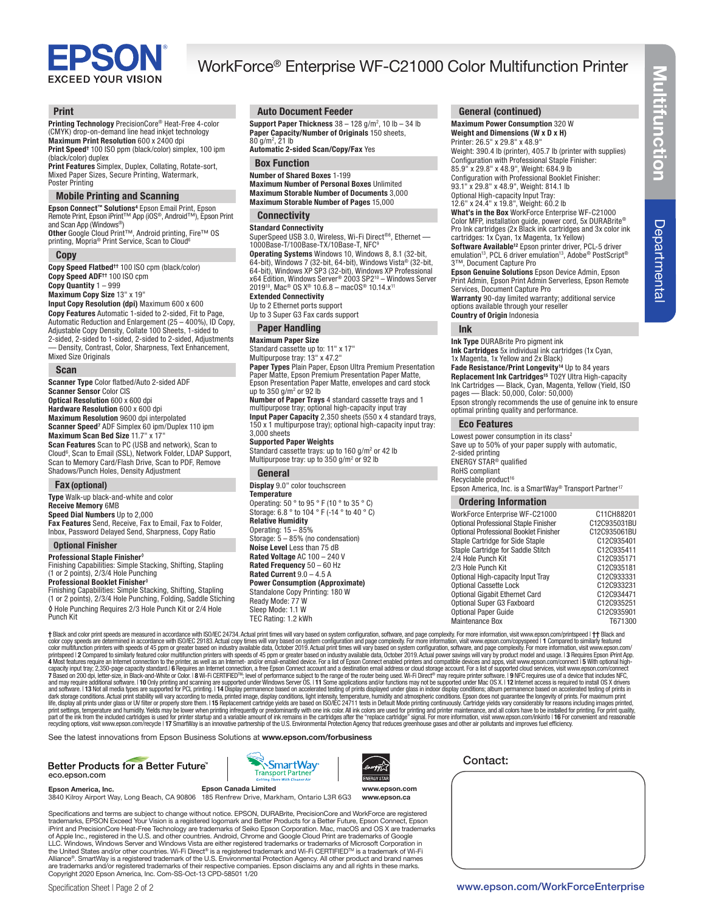# WorkForce® Enterprise WF-C21000 Color Multifunction Printer

Multifunction | Departmental

## Print

**Printing Technology** PrecisionCore® Heat-Free 4-color (CMYK) drop-on-demand line head inkjet technology
**Maximum Print Resolution** 600 x 2400 dpi
**Print Speed**† 100 ISO ppm (black/color) simplex, 100 ipm (black/color) duplex
**Print Features** Simplex, Duplex, Collating, Rotate-sort, Mixed Paper Sizes, Secure Printing, Watermark, Poster Printing

## Mobile Printing and Scanning

**Epson Connect™ Solutions**[4] Epson Email Print, Epson Remote Print, Epson iPrint™ App (iOS®, Android™), Epson Print and Scan App (Windows®)
**Other** Google Cloud Print™, Android printing, Fire™ OS printing, Mopria® Print Service, Scan to Cloud[6]

## Copy

**Copy Speed Flatbed**†† 100 ISO cpm (black/color)
**Copy Speed ADF**†† 100 ISO cpm
**Copy Quantity** 1 – 999
**Maximum Copy Size** 13" x 19"
**Input Copy Resolution (dpi)** Maximum 600 x 600
**Copy Features** Automatic 1-sided to 2-sided, Fit to Page, Automatic Reduction and Enlargement (25 – 400%), ID Copy, Adjustable Copy Density, Collate 100 Sheets, 1-sided to 2-sided, 2-sided to 1-sided, 2-sided to 2-sided, Adjustments — Density, Contrast, Color, Sharpness, Text Enhancement, Mixed Size Originals

## Scan

**Scanner Type** Color flatbed/Auto 2-sided ADF
**Scanner Sensor** Color CIS
**Optical Resolution** 600 x 600 dpi
**Hardware Resolution** 600 x 600 dpi
**Maximum Resolution** 9600 dpi interpolated
**Scanner Speed**[7] ADF Simplex 60 ipm/Duplex 110 ipm
**Maximum Scan Bed Size** 11.7" x 17"
**Scan Features** Scan to PC (USB and network), Scan to Cloud[6], Scan to Email (SSL), Network Folder, LDAP Support, Scan to Memory Card/Flash Drive, Scan to PDF, Remove Shadows/Punch Holes, Density Adjustment

## Fax (optional)

**Type** Walk-up black-and-white and color
**Receive Memory** 6MB
**Speed Dial Numbers** Up to 2,000
**Fax Features** Send, Receive, Fax to Email, Fax to Folder, Inbox, Password Delayed Send, Sharpness, Copy Ratio

## Optional Finisher

**Professional Staple Finisher**◊
Finishing Capabilities: Simple Stacking, Shifting, Stapling (1 or 2 points), 2/3/4 Hole Punching
**Professional Booklet Finisher**◊
Finishing Capabilities: Simple Stacking, Shifting, Stapling (1 or 2 points), 2/3/4 Hole Punching, Folding, Saddle Stiching
◊ Hole Punching Requires 2/3 Hole Punch Kit or 2/4 Hole Punch Kit

## Auto Document Feeder

**Support Paper Thickness** 38 – 128 g/m², 10 lb – 34 lb
**Paper Capacity/Number of Originals** 150 sheets, 80 g/m², 21 lb
**Automatic 2-sided Scan/Copy/Fax** Yes

## Box Function

**Number of Shared Boxes** 1-199
**Maximum Number of Personal Boxes** Unlimited
**Maximum Storable Number of Documents** 3,000
**Maximum Storable Number of Pages** 15,000

## Connectivity

**Standard Connectivity**
SuperSpeed USB 3.0, Wireless, Wi-Fi Direct®[8], Ethernet — 1000Base-T/100Base-T/10Base-T, NFC[9]
**Operating Systems** Windows 10, Windows 8, 8.1 (32-bit, 64-bit), Windows 7 (32-bit, 64-bit), Windows Vista® (32-bit, 64-bit), Windows XP SP3 (32-bit), Windows XP Professional x64 Edition, Windows Server® 2003 SP2[10] – Windows Server 2019[10], Mac® OS X® 10.6.8 – macOS® 10.14.x[11]
**Extended Connectivity**
Up to 2 Ethernet ports support
Up to 3 Super G3 Fax cards support

## Paper Handling

**Maximum Paper Size**
Standard cassette up to: 11" x 17"
Multipurpose tray: 13" x 47.2"
**Paper Types** Plain Paper, Epson Ultra Premium Presentation Paper Matte, Epson Premium Presentation Paper Matte, Epson Presentation Paper Matte, envelopes and card stock up to 350 g/m² or 92 lb
**Number of Paper Trays** 4 standard cassette trays and 1 multipurpose tray; optional high-capacity input tray
**Input Paper Capacity** 2,350 sheets (550 x 4 standard trays, 150 x 1 multipurpose tray); optional high-capacity input tray: 3,000 sheets
**Supported Paper Weights**
Standard cassette trays: up to 160 g/m² or 42 lb
Multipurpose tray: up to 350 g/m² or 92 lb

## General

**Display** 9.0" color touchscreen
**Temperature**
Operating: 50 ° to 95 ° F (10 ° to 35 ° C)
Storage: 6.8 ° to 104 ° F (-14 ° to 40 ° C)
**Relative Humidity**
Operating: 15 – 85%
Storage: 5 – 85% (no condensation)
**Noise Level** Less than 75 dB
**Rated Voltage** AC 100 – 240 V
**Rated Frequency** 50 – 60 Hz
**Rated Current** 9.0 – 4.5 A
**Power Consumption (Approximate)**
Standalone Copy Printing: 180 W
Ready Mode: 77 W
Sleep Mode: 1.1 W
TEC Rating: 1.2 kWh

## General (continued)

**Maximum Power Consumption** 320 W
**Weight and Dimensions (W x D x H)**
Printer: 26.5" x 29.8" x 48.9"
Weight: 390.4 lb (printer), 405.7 lb (printer with supplies)
Configuration with Professional Staple Finisher: 85.9" x 29.8" x 48.9", Weight: 684.9 lb
Configuration with Professional Booklet Finisher: 93.1" x 29.8" x 48.9", Weight: 814.1 lb
Optional High-capacity Input Tray: 12.6" x 24.4" x 19.8", Weight: 60.2 lb
**What's in the Box** WorkForce Enterprise WF-C21000 Color MFP, installation guide, power cord, 5x DURABrite® Pro Ink cartridges (2x Black ink cartridges and 3x color ink cartridges: 1x Cyan, 1x Magenta, 1x Yellow)
**Software Available**[12] Epson printer driver, PCL-5 driver emulation[13], PCL 6 driver emulation[13], Adobe® PostScript® 3™, Document Capture Pro
**Epson Genuine Solutions** Epson Device Admin, Epson Print Admin, Epson Print Admin Serverless, Epson Remote Services, Document Capture Pro
**Warranty** 90-day limited warranty; additional service options available through your reseller
**Country of Origin** Indonesia

## Ink

**Ink Type** DURABrite Pro pigment ink
**Ink Cartridges** 5x individual ink cartridges (1x Cyan, 1x Magenta, 1x Yellow and 2x Black)
**Fade Resistance/Print Longevity**[14] Up to 84 years
**Replacement Ink Cartridges**[15] T02Y Ultra High-capacity Ink Cartridges — Black, Cyan, Magenta, Yellow (Yield, ISO pages — Black: 50,000, Color: 50,000)
Epson strongly recommends the use of genuine ink to ensure optimal printing quality and performance.

## Eco Features

Lowest power consumption in its class[2]
Save up to 50% of your paper supply with automatic, 2-sided printing
ENERGY STAR® qualified
RoHS compliant
Recyclable product[16]
Epson America, Inc. is a SmartWay® Transport Partner[17]

## Ordering Information

| | |
|---|---|
| WorkForce Enterprise WF-C21000 | C11CH88201 |
| Optional Professional Staple Finisher | C12C935031BU |
| Optional Professional Booklet Finisher | C12C935061BU |
| Staple Cartridge for Side Staple | C12C935401 |
| Staple Cartridge for Saddle Stitch | C12C935411 |
| 2/4 Hole Punch Kit | C12C935171 |
| 2/3 Hole Punch Kit | C12C935181 |
| Optional High-capacity Input Tray | C12C933331 |
| Optional Cassette Lock | C12C933231 |
| Optional Gigabit Ethernet Card | C12C934471 |
| Optional Super G3 Faxboard | C12C935251 |
| Optional Paper Guide | C12C935901 |
| Maintenance Box | T671300 |

† Black and color print speeds are measured in accordance with ISO/IEC 24734. Actual print times will vary based on system configuration, software, and page complexity. For more information, visit www.epson.com/printspeed | †† Black and color copy speeds are determined in accordance with ISO/IEC 29183. Actual copy times will vary based on system configuration and page complexity. For more information, visit www.epson.com/copyspeed | **1** Compared to similarly featured color multifunction printers with speeds of 45 ppm or greater based on industry available data, October 2019. Actual print times will vary based on system configuration, software, and page complexity. For more information, visit www.epson.com/printspeed | **2** Compared to similarly featured color multifunction printers with speeds of 45 ppm or greater based on industry available data, October 2019. Actual power savings will vary by product model and usage. | **3** Requires Epson iPrint App. **4** Most features require an Internet connection to the printer, as well as an Internet- and/or email-enabled device. For a list of Epson Connect enabled printers and compatible devices and apps, visit www.epson.com/connect | **5** With optional high-capacity input tray; 2,350-page capacity standard.| **6** Requires an Internet connection, a free Epson Connect account and a destination email address or cloud storage account. For a list of supported cloud services, visit www.epson.com/connect **7** Based on 200 dpi, letter-size, in Black-and-White or Color. | **8** Wi-Fi CERTIFIED™; level of performance subject to the range of the router being used. Wi-Fi Direct® may require printer software. | **9** NFC requires use of a device that includes NFC, and may require additional software. | **10** Only printing and scanning are supported under Windows Server OS. | **11** Some applications and/or functions may not be supported under Mac OS X. | **12** Internet access is required to install OS X drivers and software. | **13** Not all media types are supported for PCL printing. | **14** Display permanence based on accelerated testing of prints displayed under glass in indoor display conditions; album permanence based on accelerated testing of prints in dark storage conditions. Actual print stability will vary according to media, printed image, display conditions, light intensity, temperature, humidity and atmospheric conditions. Epson does not guarantee the longevity of prints. For maximum print life, display all prints under glass or UV filter or properly store them. | **15** Replacement cartridge yields are based on ISO/IEC 24711 tests in Default Mode printing continuously. Cartridge yields vary considerably for reasons including images printed, print settings, temperature and humidity. Yields may be lower when printing infrequently or predominantly with one ink color. All ink colors are used for printing and printer maintenance, and all colors have to be installed for printing. For print quality, part of the ink from the included cartridges is used for printer startup and a variable amount of ink remains in the cartridges after the "replace cartridge" signal. For more information, visit www.epson.com/inkinfo | **16** For convenient and reasonable recycling options, visit www.epson.com/recycle | **17** SmartWay is an innovative partnership of the U.S. Environmental Protection Agency that reduces greenhouse gases and other air pollutants and improves fuel efficiency.

See the latest innovations from Epson Business Solutions at **www.epson.com/forbusiness**

Better Products for a Better Future™
eco.epson.com

SmartWay Transport Partner — Getting There With Cleaner Air

ENERGY STAR

Contact:

**Epson America, Inc.**
3840 Kilroy Airport Way, Long Beach, CA 90806

**Epson Canada Limited**
185 Renfrew Drive, Markham, Ontario L3R 6G3

**www.epson.com**
**www.epson.ca**

Specifications and terms are subject to change without notice. EPSON, DURABrite, PrecisionCore and WorkForce are registered trademarks, EPSON Exceed Your Vision is a registered logomark and Better Products for a Better Future, Epson Connect, Epson iPrint and PrecisionCore Heat-Free Technology are trademarks of Seiko Epson Corporation. Mac, macOS and OS X are trademarks of Apple Inc., registered in the U.S. and other countries. Android, Chrome and Google Cloud Print are trademarks of Google LLC. Windows, Windows Server and Windows Vista are either registered trademarks or trademarks of Microsoft Corporation in the United States and/or other countries. Wi-Fi Direct® is a registered trademark and Wi-Fi CERTIFIED™ is a trademark of Wi-Fi Alliance®. SmartWay is a registered trademark of the U.S. Environmental Protection Agency. All other product and brand names are trademarks and/or registered trademarks of their respective companies. Epson disclaims any and all rights in these marks. Copyright 2020 Epson America, Inc. Com-SS-Oct-13 CPD-58501 1/20

www.epson.com/WorkForceEnterprise